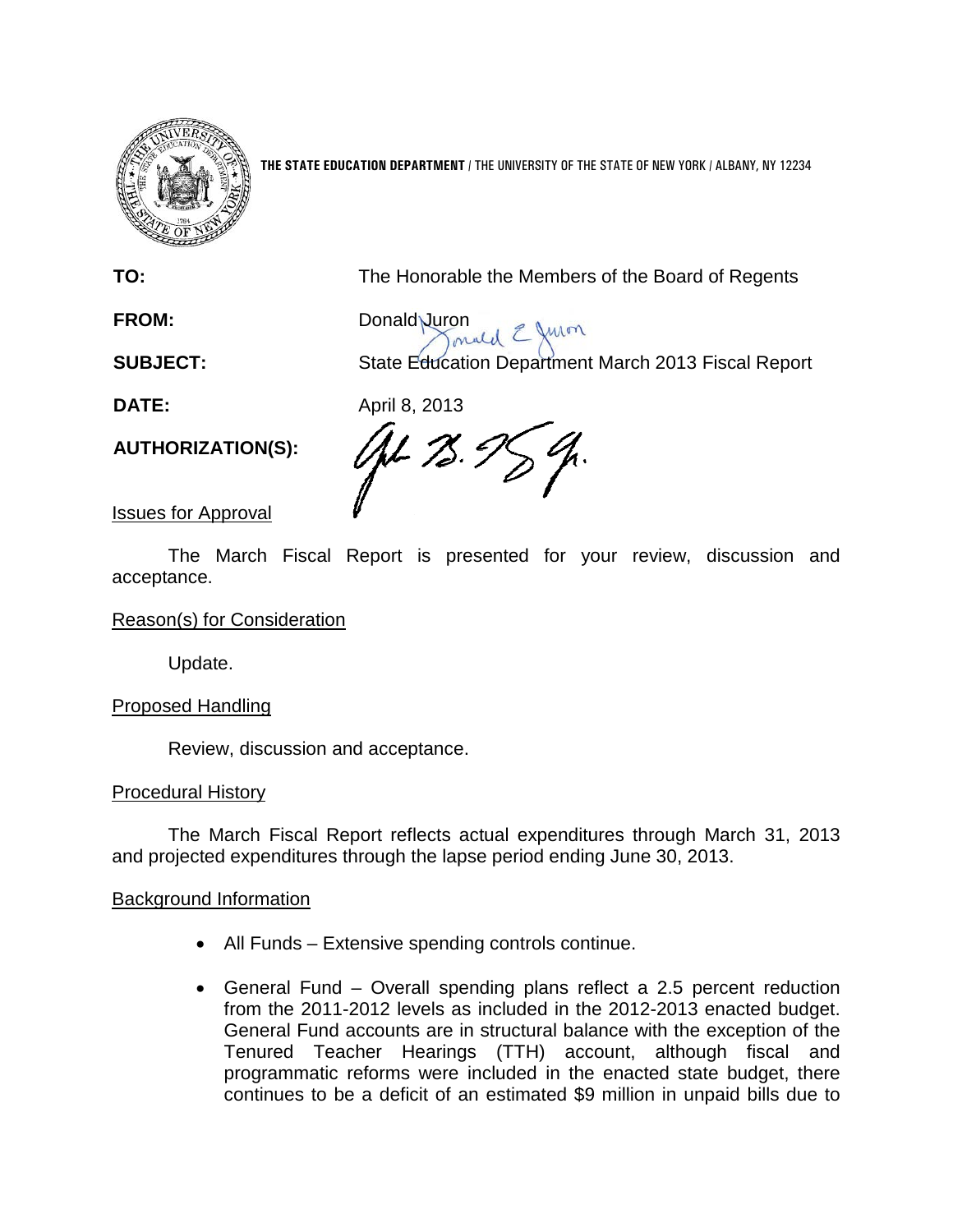**THE STATE EDUCATION DEPARTMENT** / THE UNIVERSITY OF THE STATE OF NEW YORK / ALBANY, NY 12234

**TO:** The Honorable the Members of the Board of Regents

**FROM:** Donald Juron

**SUBJECT:** State Education Department March 2013 Fiscal Report

**DATE:** April 8, 2013

**AUTHORIZATION(S):**

## Issues for Approval

The March Fiscal Report is presented for your review, discussion and acceptance.

## Reason(s) for Consideration

Update.

## Proposed Handling

Review, discussion and acceptance.

## Procedural History

The March Fiscal Report reflects actual expenditures through March 31, 2013 and projected expenditures through the lapse period ending June 30, 2013.

## Background Information

- All Funds – Extensive spending controls continue.
- General Fund – Overall spending plans reflect a 2.5 percent reduction from the 2011-2012 levels as included in the 2012-2013 enacted budget. General Fund accounts are in structural balance with the exception of the Tenured Teacher Hearings (TTH) account, although fiscal and programmatic reforms were included in the enacted state budget, there continues to be a deficit of an estimated $9 million in unpaid bills due to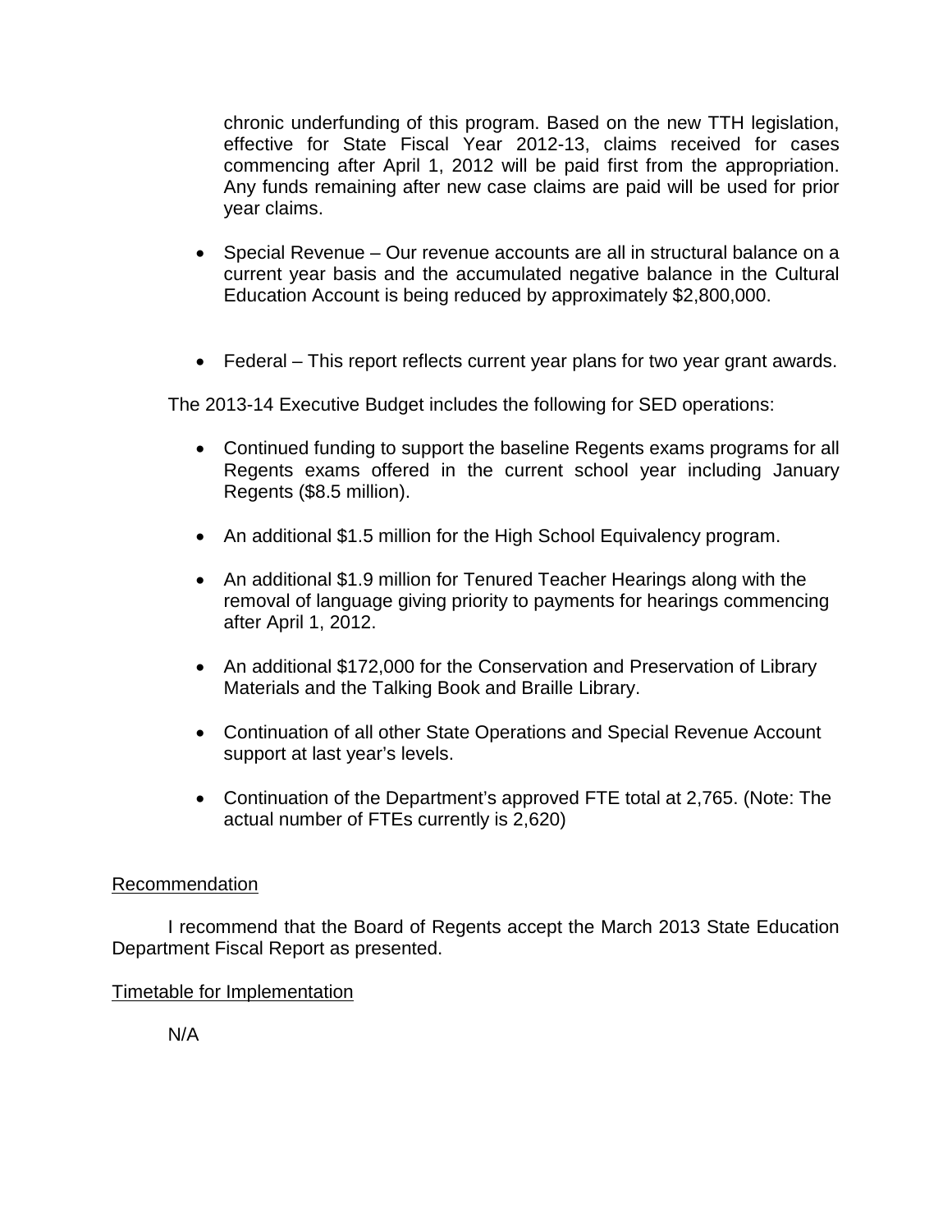chronic underfunding of this program. Based on the new TTH legislation, effective for State Fiscal Year 2012-13, claims received for cases commencing after April 1, 2012 will be paid first from the appropriation. Any funds remaining after new case claims are paid will be used for prior year claims.

- Special Revenue – Our revenue accounts are all in structural balance on a current year basis and the accumulated negative balance in the Cultural Education Account is being reduced by approximately $2,800,000.

- Federal – This report reflects current year plans for two year grant awards.

The 2013-14 Executive Budget includes the following for SED operations:

- Continued funding to support the baseline Regents exams programs for all Regents exams offered in the current school year including January Regents ($8.5 million).

- An additional $1.5 million for the High School Equivalency program.

- An additional $1.9 million for Tenured Teacher Hearings along with the removal of language giving priority to payments for hearings commencing after April 1, 2012.

- An additional $172,000 for the Conservation and Preservation of Library Materials and the Talking Book and Braille Library.

- Continuation of all other State Operations and Special Revenue Account support at last year's levels.

- Continuation of the Department's approved FTE total at 2,765. (Note: The actual number of FTEs currently is 2,620)

## Recommendation

I recommend that the Board of Regents accept the March 2013 State Education Department Fiscal Report as presented.

## Timetable for Implementation

N/A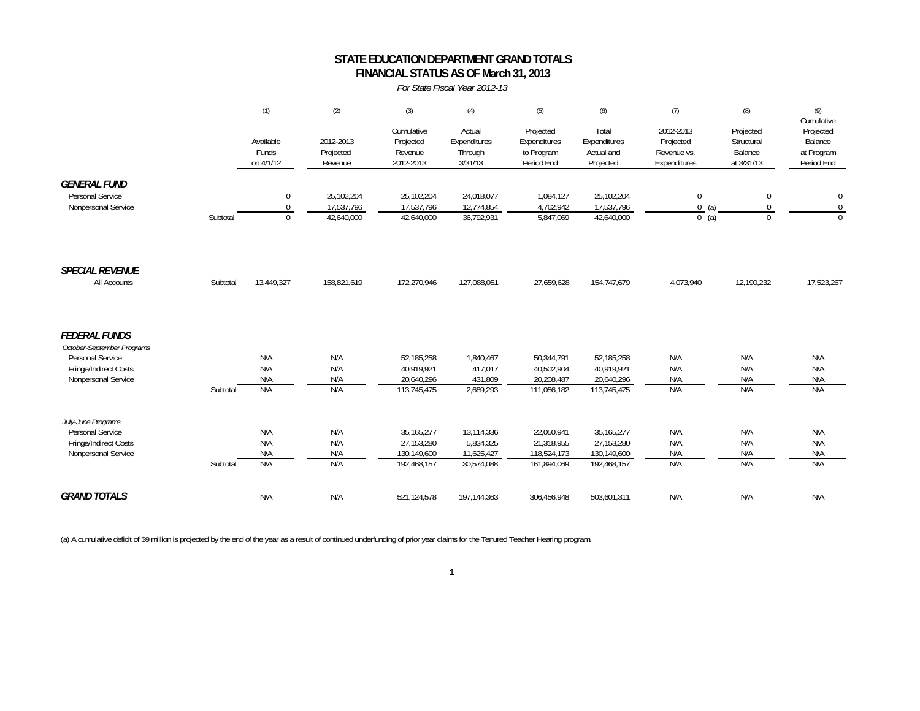# STATE EDUCATION DEPARTMENT GRAND TOTALS
## FINANCIAL STATUS AS OF March 31, 2013

*For State Fiscal Year 2012-13*

| | | (1) Available Funds on 4/1/12 | (2) 2012-2013 Projected Revenue | (3) Cumulative Projected Revenue 2012-2013 | (4) Actual Expenditures Through 3/31/13 | (5) Projected Expenditures to Program Period End | (6) Total Expenditures Actual and Projected | (7) 2012-2013 Projected Revenue vs. Expenditures | (8) Projected Structural Balance at 3/31/13 | (9) Cumulative Projected Balance at Program Period End |
|---|---|---|---|---|---|---|---|---|---|---|
| ***GENERAL FUND*** | | | | | | | | | | |
| Personal Service | | 0 | 25,102,204 | 25,102,204 | 24,018,077 | 1,084,127 | 25,102,204 | 0 | 0 | 0 |
| Nonpersonal Service | | 0 | 17,537,796 | 17,537,796 | 12,774,854 | 4,762,942 | 17,537,796 | 0 (a) | 0 | 0 |
| | Subtotal | 0 | 42,640,000 | 42,640,000 | 36,792,931 | 5,847,069 | 42,640,000 | 0 (a) | 0 | 0 |
| ***SPECIAL REVENUE*** | | | | | | | | | | |
| All Accounts | Subtotal | 13,449,327 | 158,821,619 | 172,270,946 | 127,088,051 | 27,659,628 | 154,747,679 | 4,073,940 | 12,190,232 | 17,523,267 |
| ***FEDERAL FUNDS*** | | | | | | | | | | |
| *October-September Programs* | | | | | | | | | | |
| Personal Service | | N/A | N/A | 52,185,258 | 1,840,467 | 50,344,791 | 52,185,258 | N/A | N/A | N/A |
| Fringe/Indirect Costs | | N/A | N/A | 40,919,921 | 417,017 | 40,502,904 | 40,919,921 | N/A | N/A | N/A |
| Nonpersonal Service | | N/A | N/A | 20,640,296 | 431,809 | 20,208,487 | 20,640,296 | N/A | N/A | N/A |
| | Subtotal | N/A | N/A | 113,745,475 | 2,689,293 | 111,056,182 | 113,745,475 | N/A | N/A | N/A |
| *July-June Programs* | | | | | | | | | | |
| Personal Service | | N/A | N/A | 35,165,277 | 13,114,336 | 22,050,941 | 35,165,277 | N/A | N/A | N/A |
| Fringe/Indirect Costs | | N/A | N/A | 27,153,280 | 5,834,325 | 21,318,955 | 27,153,280 | N/A | N/A | N/A |
| Nonpersonal Service | | N/A | N/A | 130,149,600 | 11,625,427 | 118,524,173 | 130,149,600 | N/A | N/A | N/A |
| | Subtotal | N/A | N/A | 192,468,157 | 30,574,088 | 161,894,069 | 192,468,157 | N/A | N/A | N/A |
| ***GRAND TOTALS*** | | N/A | N/A | 521,124,578 | 197,144,363 | 306,456,948 | 503,601,311 | N/A | N/A | N/A |

(a) A cumulative deficit of $9 million is projected by the end of the year as a result of continued underfunding of prior year claims for the Tenured Teacher Hearing program.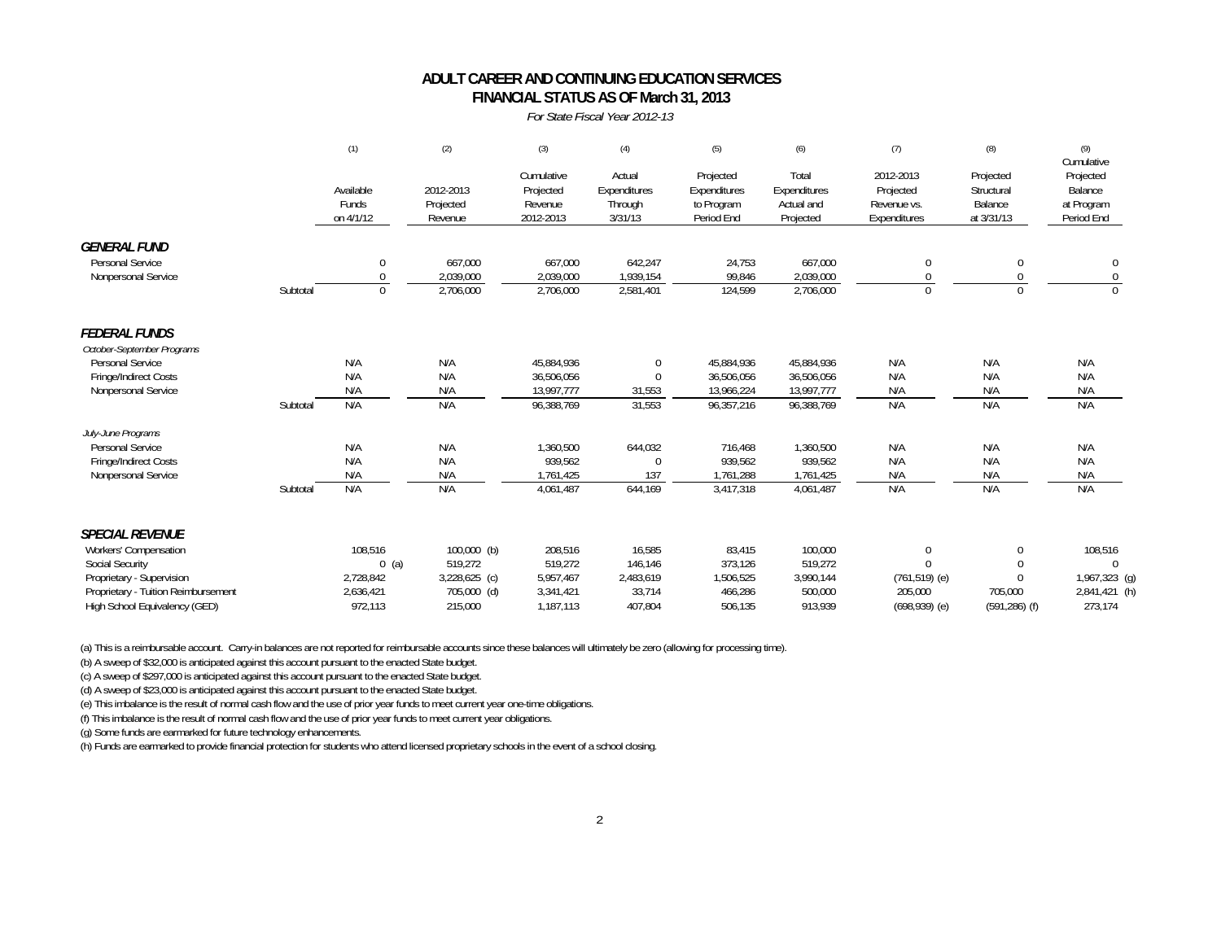# ADULT CAREER AND CONTINUING EDUCATION SERVICES
## FINANCIAL STATUS AS OF March 31, 2013

*For State Fiscal Year 2012-13*

| | (1) Available Funds on 4/1/12 | (2) 2012-2013 Projected Revenue | (3) Cumulative Projected Revenue 2012-2013 | (4) Actual Expenditures Through 3/31/13 | (5) Projected Expenditures to Program Period End | (6) Total Expenditures Actual and Projected | (7) 2012-2013 Projected Revenue vs. Expenditures | (8) Projected Structural Balance at 3/31/13 | (9) Cumulative Projected Balance at Program Period End |
|---|---|---|---|---|---|---|---|---|---|
| ***GENERAL FUND*** | | | | | | | | | |
| Personal Service | 0 | 667,000 | 667,000 | 642,247 | 24,753 | 667,000 | 0 | 0 | 0 |
| Nonpersonal Service | 0 | 2,039,000 | 2,039,000 | 1,939,154 | 99,846 | 2,039,000 | 0 | 0 | 0 |
| Subtotal | 0 | 2,706,000 | 2,706,000 | 2,581,401 | 124,599 | 2,706,000 | 0 | 0 | 0 |
| ***FEDERAL FUNDS*** | | | | | | | | | |
| *October-September Programs* | | | | | | | | | |
| Personal Service | N/A | N/A | 45,884,936 | 0 | 45,884,936 | 45,884,936 | N/A | N/A | N/A |
| Fringe/Indirect Costs | N/A | N/A | 36,506,056 | 0 | 36,506,056 | 36,506,056 | N/A | N/A | N/A |
| Nonpersonal Service | N/A | N/A | 13,997,777 | 31,553 | 13,966,224 | 13,997,777 | N/A | N/A | N/A |
| Subtotal | N/A | N/A | 96,388,769 | 31,553 | 96,357,216 | 96,388,769 | N/A | N/A | N/A |
| *July-June Programs* | | | | | | | | | |
| Personal Service | N/A | N/A | 1,360,500 | 644,032 | 716,468 | 1,360,500 | N/A | N/A | N/A |
| Fringe/Indirect Costs | N/A | N/A | 939,562 | 0 | 939,562 | 939,562 | N/A | N/A | N/A |
| Nonpersonal Service | N/A | N/A | 1,761,425 | 137 | 1,761,288 | 1,761,425 | N/A | N/A | N/A |
| Subtotal | N/A | N/A | 4,061,487 | 644,169 | 3,417,318 | 4,061,487 | N/A | N/A | N/A |
| ***SPECIAL REVENUE*** | | | | | | | | | |
| Workers' Compensation | 108,516 | 100,000 (b) | 208,516 | 16,585 | 83,415 | 100,000 | 0 | 0 | 108,516 |
| Social Security | 0 (a) | 519,272 | 519,272 | 146,146 | 373,126 | 519,272 | 0 | 0 | 0 |
| Proprietary - Supervision | 2,728,842 | 3,228,625 (c) | 5,957,467 | 2,483,619 | 1,506,525 | 3,990,144 | (761,519) (e) | 0 | 1,967,323 (g) |
| Proprietary - Tuition Reimbursement | 2,636,421 | 705,000 (d) | 3,341,421 | 33,714 | 466,286 | 500,000 | 205,000 | 705,000 | 2,841,421 (h) |
| High School Equivalency (GED) | 972,113 | 215,000 | 1,187,113 | 407,804 | 506,135 | 913,939 | (698,939) (e) | (591,286) (f) | 273,174 |

(a) This is a reimbursable account. Carry-in balances are not reported for reimbursable accounts since these balances will ultimately be zero (allowing for processing time).

(b) A sweep of $32,000 is anticipated against this account pursuant to the enacted State budget.

(c) A sweep of $297,000 is anticipated against this account pursuant to the enacted State budget.

(d) A sweep of $23,000 is anticipated against this account pursuant to the enacted State budget.

(e) This imbalance is the result of normal cash flow and the use of prior year funds to meet current year one-time obligations.

(f) This imbalance is the result of normal cash flow and the use of prior year funds to meet current year obligations.

(g) Some funds are earmarked for future technology enhancements.

(h) Funds are earmarked to provide financial protection for students who attend licensed proprietary schools in the event of a school closing.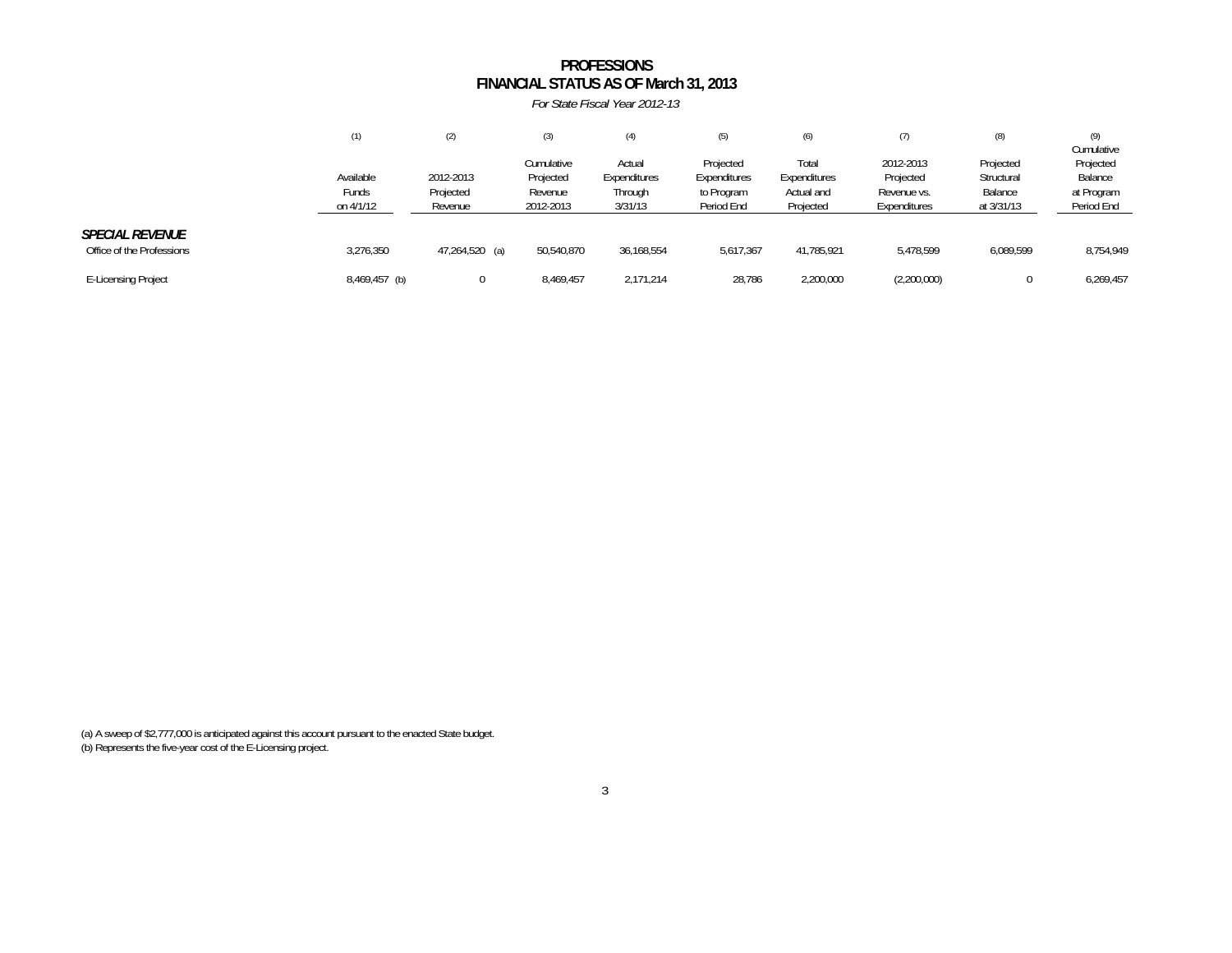# PROFESSIONS
## FINANCIAL STATUS AS OF March 31, 2013

*For State Fiscal Year 2012-13*

| | (1) Available Funds on 4/1/12 | (2) 2012-2013 Projected Revenue | (3) Cumulative Projected Revenue 2012-2013 | (4) Actual Expenditures Through 3/31/13 | (5) Projected Expenditures to Program Period End | (6) Total Expenditures Actual and Projected | (7) 2012-2013 Projected Revenue vs. Expenditures | (8) Projected Structural Balance at 3/31/13 | (9) Cumulative Projected Balance at Program Period End |
|---|---|---|---|---|---|---|---|---|---|
| ***SPECIAL REVENUE*** | | | | | | | | | |
| Office of the Professions | 3,276,350 | 47,264,520 (a) | 50,540,870 | 36,168,554 | 5,617,367 | 41,785,921 | 5,478,599 | 6,089,599 | 8,754,949 |
| E-Licensing Project | 8,469,457 (b) | 0 | 8,469,457 | 2,171,214 | 28,786 | 2,200,000 | (2,200,000) | 0 | 6,269,457 |

(a) A sweep of $2,777,000 is anticipated against this account pursuant to the enacted State budget.
(b) Represents the five-year cost of the E-Licensing project.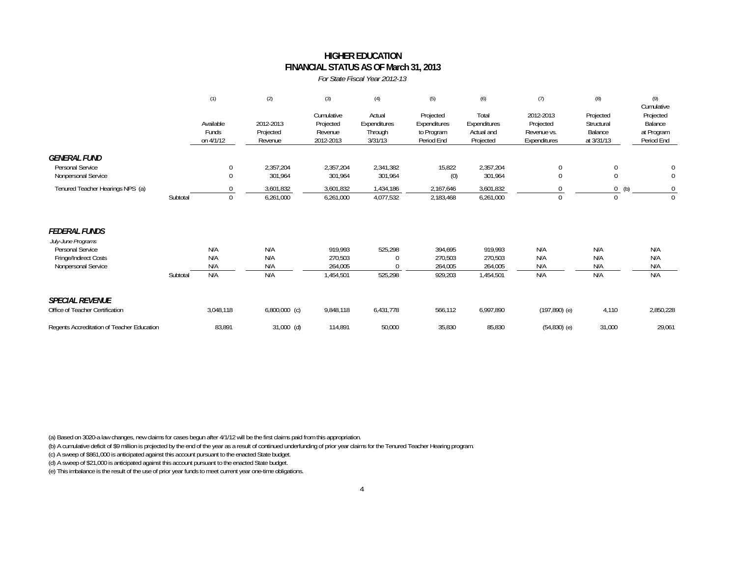# HIGHER EDUCATION
## FINANCIAL STATUS AS OF March 31, 2013

*For State Fiscal Year 2012-13*

| | (1) Available Funds on 4/1/12 | (2) 2012-2013 Projected Revenue | (3) Cumulative Projected Revenue 2012-2013 | (4) Actual Expenditures Through 3/31/13 | (5) Projected Expenditures to Program Period End | (6) Total Expenditures Actual and Projected | (7) 2012-2013 Projected Revenue vs. Expenditures | (8) Projected Structural Balance at 3/31/13 | (9) Cumulative Projected Balance at Program Period End |
|---|---|---|---|---|---|---|---|---|---|
| ***GENERAL FUND*** | | | | | | | | | |
| Personal Service | 0 | 2,357,204 | 2,357,204 | 2,341,382 | 15,822 | 2,357,204 | 0 | 0 | 0 |
| Nonpersonal Service | 0 | 301,964 | 301,964 | 301,964 | (0) | 301,964 | 0 | 0 | 0 |
| Tenured Teacher Hearings NPS (a) | 0 | 3,601,832 | 3,601,832 | 1,434,186 | 2,167,646 | 3,601,832 | 0 | 0 (b) | 0 |
| Subtotal | 0 | 6,261,000 | 6,261,000 | 4,077,532 | 2,183,468 | 6,261,000 | 0 | 0 | 0 |
| ***FEDERAL FUNDS*** | | | | | | | | | |
| *July-June Programs* | | | | | | | | | |
| Personal Service | N/A | N/A | 919,993 | 525,298 | 394,695 | 919,993 | N/A | N/A | N/A |
| Fringe/Indirect Costs | N/A | N/A | 270,503 | 0 | 270,503 | 270,503 | N/A | N/A | N/A |
| Nonpersonal Service | N/A | N/A | 264,005 | 0 | 264,005 | 264,005 | N/A | N/A | N/A |
| Subtotal | N/A | N/A | 1,454,501 | 525,298 | 929,203 | 1,454,501 | N/A | N/A | N/A |
| ***SPECIAL REVENUE*** | | | | | | | | | |
| Office of Teacher Certification | 3,048,118 | 6,800,000 (c) | 9,848,118 | 6,431,778 | 566,112 | 6,997,890 | (197,890) (e) | 4,110 | 2,850,228 |
| Regents Accreditation of Teacher Education | 83,891 | 31,000 (d) | 114,891 | 50,000 | 35,830 | 85,830 | (54,830) (e) | 31,000 | 29,061 |

(a) Based on 3020-a law changes, new claims for cases begun after 4/1/12 will be the first claims paid from this appropriation.

(b) A cumulative deficit of $9 million is projected by the end of the year as a result of continued underfunding of prior year claims for the Tenured Teacher Hearing program.

(c) A sweep of $861,000 is anticipated against this account pursuant to the enacted State budget.

(d) A sweep of $21,000 is anticipated against this account pursuant to the enacted State budget.

(e) This imbalance is the result of the use of prior year funds to meet current year one-time obligations.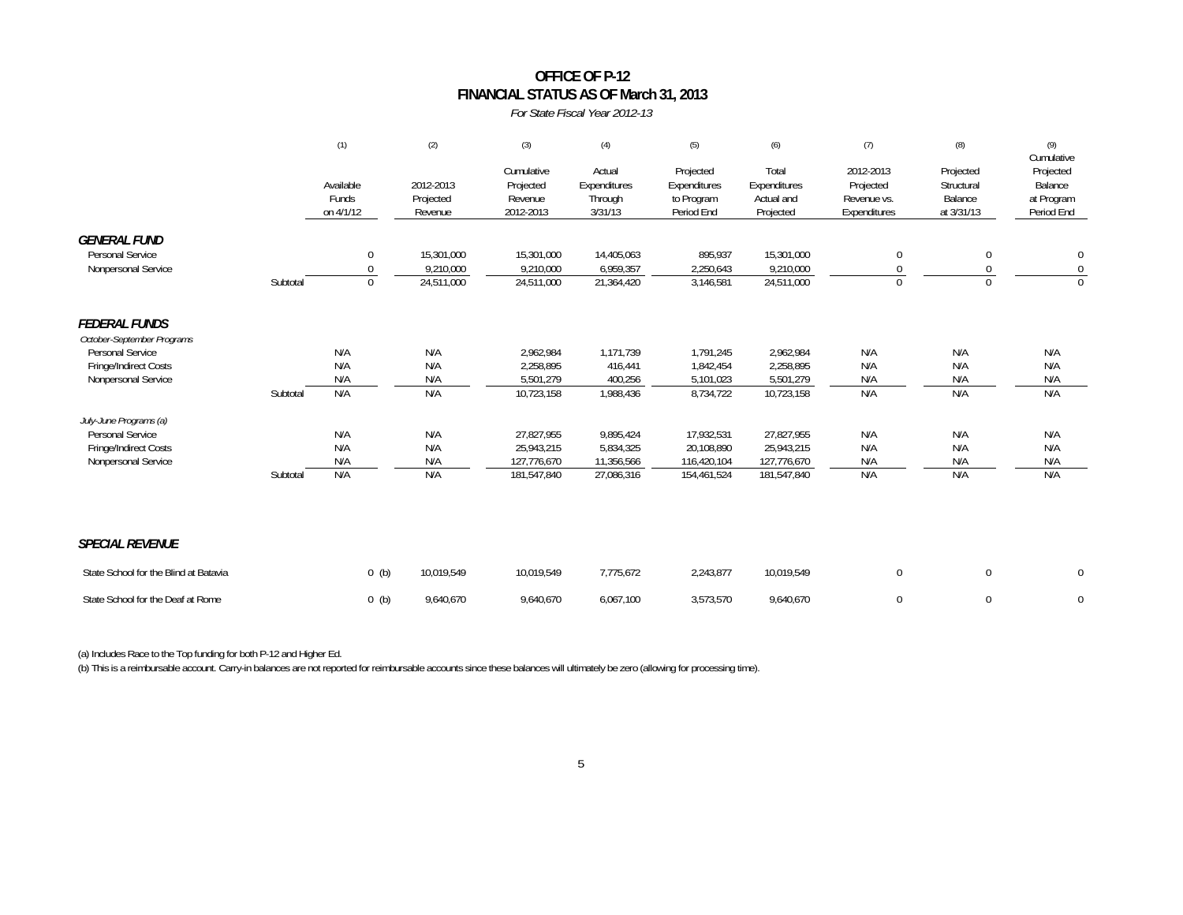# OFFICE OF P-12
## FINANCIAL STATUS AS OF March 31, 2013

*For State Fiscal Year 2012-13*

| | | (1) | (2) | (3) | (4) | (5) | (6) | (7) | (8) | (9) |
|---|---|---|---|---|---|---|---|---|---|---|
| | | Available Funds on 4/1/12 | 2012-2013 Projected Revenue | Cumulative Projected Revenue 2012-2013 | Actual Expenditures Through 3/31/13 | Projected Expenditures to Program Period End | Total Expenditures Actual and Projected | 2012-2013 Projected Revenue vs. Expenditures | Projected Structural Balance at 3/31/13 | Cumulative Projected Balance at Program Period End |
| ***GENERAL FUND*** | | | | | | | | | | |
| Personal Service | | 0 | 15,301,000 | 15,301,000 | 14,405,063 | 895,937 | 15,301,000 | 0 | 0 | 0 |
| Nonpersonal Service | | 0 | 9,210,000 | 9,210,000 | 6,959,357 | 2,250,643 | 9,210,000 | 0 | 0 | 0 |
| | Subtotal | 0 | 24,511,000 | 24,511,000 | 21,364,420 | 3,146,581 | 24,511,000 | 0 | 0 | 0 |
| ***FEDERAL FUNDS*** | | | | | | | | | | |
| *October-September Programs* | | | | | | | | | | |
| Personal Service | | N/A | N/A | 2,962,984 | 1,171,739 | 1,791,245 | 2,962,984 | N/A | N/A | N/A |
| Fringe/Indirect Costs | | N/A | N/A | 2,258,895 | 416,441 | 1,842,454 | 2,258,895 | N/A | N/A | N/A |
| Nonpersonal Service | | N/A | N/A | 5,501,279 | 400,256 | 5,101,023 | 5,501,279 | N/A | N/A | N/A |
| | Subtotal | N/A | N/A | 10,723,158 | 1,988,436 | 8,734,722 | 10,723,158 | N/A | N/A | N/A |
| *July-June Programs (a)* | | | | | | | | | | |
| Personal Service | | N/A | N/A | 27,827,955 | 9,895,424 | 17,932,531 | 27,827,955 | N/A | N/A | N/A |
| Fringe/Indirect Costs | | N/A | N/A | 25,943,215 | 5,834,325 | 20,108,890 | 25,943,215 | N/A | N/A | N/A |
| Nonpersonal Service | | N/A | N/A | 127,776,670 | 11,356,566 | 116,420,104 | 127,776,670 | N/A | N/A | N/A |
| | Subtotal | N/A | N/A | 181,547,840 | 27,086,316 | 154,461,524 | 181,547,840 | N/A | N/A | N/A |
| ***SPECIAL REVENUE*** | | | | | | | | | | |
| State School for the Blind at Batavia | | 0 (b) | 10,019,549 | 10,019,549 | 7,775,672 | 2,243,877 | 10,019,549 | 0 | 0 | 0 |
| State School for the Deaf at Rome | | 0 (b) | 9,640,670 | 9,640,670 | 6,067,100 | 3,573,570 | 9,640,670 | 0 | 0 | 0 |

(a) Includes Race to the Top funding for both P-12 and Higher Ed.

(b) This is a reimbursable account. Carry-in balances are not reported for reimbursable accounts since these balances will ultimately be zero (allowing for processing time).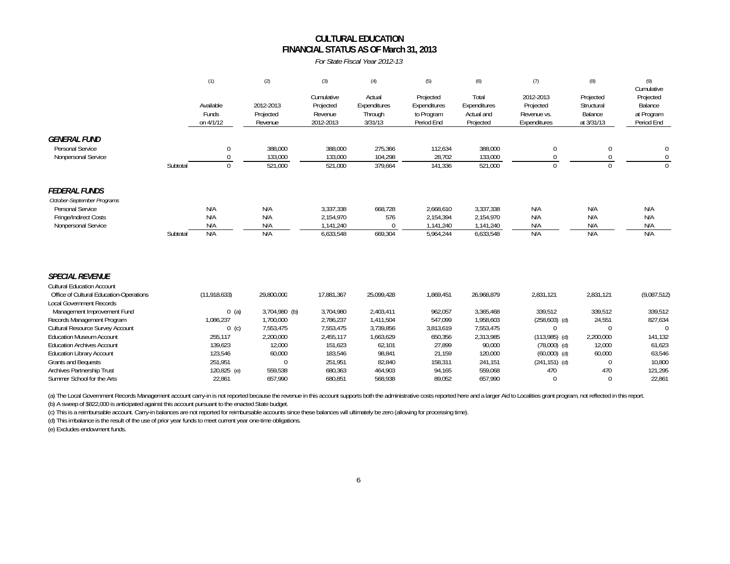# CULTURAL EDUCATION
## FINANCIAL STATUS AS OF March 31, 2013

*For State Fiscal Year 2012-13*

| | | (1) | (2) | (3) | (4) | (5) | (6) | (7) | (8) | (9) |
|---|---|---|---|---|---|---|---|---|---|---|
| | | Available Funds on 4/1/12 | 2012-2013 Projected Revenue | Cumulative Projected Revenue 2012-2013 | Actual Expenditures Through 3/31/13 | Projected Expenditures to Program Period End | Total Expenditures Actual and Projected | 2012-2013 Projected Revenue vs. Expenditures | Projected Structural Balance at 3/31/13 | Cumulative Projected Balance at Program Period End |
| ***GENERAL FUND*** | | | | | | | | | | |
| Personal Service | | 0 | 388,000 | 388,000 | 275,366 | 112,634 | 388,000 | 0 | 0 | 0 |
| Nonpersonal Service | | 0 | 133,000 | 133,000 | 104,298 | 28,702 | 133,000 | 0 | 0 | 0 |
| | Subtotal | 0 | 521,000 | 521,000 | 379,664 | 141,336 | 521,000 | 0 | 0 | 0 |
| ***FEDERAL FUNDS*** | | | | | | | | | | |
| *October-September Programs* | | | | | | | | | | |
| Personal Service | | N/A | N/A | 3,337,338 | 668,728 | 2,668,610 | 3,337,338 | N/A | N/A | N/A |
| Fringe/Indirect Costs | | N/A | N/A | 2,154,970 | 576 | 2,154,394 | 2,154,970 | N/A | N/A | N/A |
| Nonpersonal Service | | N/A | N/A | 1,141,240 | 0 | 1,141,240 | 1,141,240 | N/A | N/A | N/A |
| | Subtotal | N/A | N/A | 6,633,548 | 669,304 | 5,964,244 | 6,633,548 | N/A | N/A | N/A |
| ***SPECIAL REVENUE*** | | | | | | | | | | |
| Cultural Education Account | | | | | | | | | | |
| Office of Cultural Education-Operations | | (11,918,633) | 29,800,000 | 17,881,367 | 25,099,428 | 1,869,451 | 26,968,879 | 2,831,121 | 2,831,121 | (9,087,512) |
| Local Government Records Management Improvement Fund | | 0 (a) | 3,704,980 (b) | 3,704,980 | 2,403,411 | 962,057 | 3,365,468 | 339,512 | 339,512 | 339,512 |
| Records Management Program | | 1,086,237 | 1,700,000 | 2,786,237 | 1,411,504 | 547,099 | 1,958,603 | (258,603) (d) | 24,551 | 827,634 |
| Cultural Resource Survey Account | | 0 (c) | 7,553,475 | 7,553,475 | 3,739,856 | 3,813,619 | 7,553,475 | 0 | 0 | 0 |
| Education Museum Account | | 255,117 | 2,200,000 | 2,455,117 | 1,663,629 | 650,356 | 2,313,985 | (113,985) (d) | 2,200,000 | 141,132 |
| Education Archives Account | | 139,623 | 12,000 | 151,623 | 62,101 | 27,899 | 90,000 | (78,000) (d) | 12,000 | 61,623 |
| Education Library Account | | 123,546 | 60,000 | 183,546 | 98,841 | 21,159 | 120,000 | (60,000) (d) | 60,000 | 63,546 |
| Grants and Bequests | | 251,951 | 0 | 251,951 | 82,840 | 158,311 | 241,151 | (241,151) (d) | 0 | 10,800 |
| Archives Partnership Trust | | 120,825 (e) | 559,538 | 680,363 | 464,903 | 94,165 | 559,068 | 470 | 470 | 121,295 |
| Summer School for the Arts | | 22,861 | 657,990 | 680,851 | 568,938 | 89,052 | 657,990 | 0 | 0 | 22,861 |

(a) The Local Government Records Management account carry-in is not reported because the revenue in this account supports both the administrative costs reported here and a larger Aid to Localities grant program, not reflected in this report.

(b) A sweep of $822,000 is anticipated against this account pursuant to the enacted State budget.

(c) This is a reimbursable account. Carry-in balances are not reported for reimbursable accounts since these balances will ultimately be zero (allowing for processing time).

(d) This imbalance is the result of the use of prior year funds to meet current year one-time obligations.

(e) Excludes endowment funds.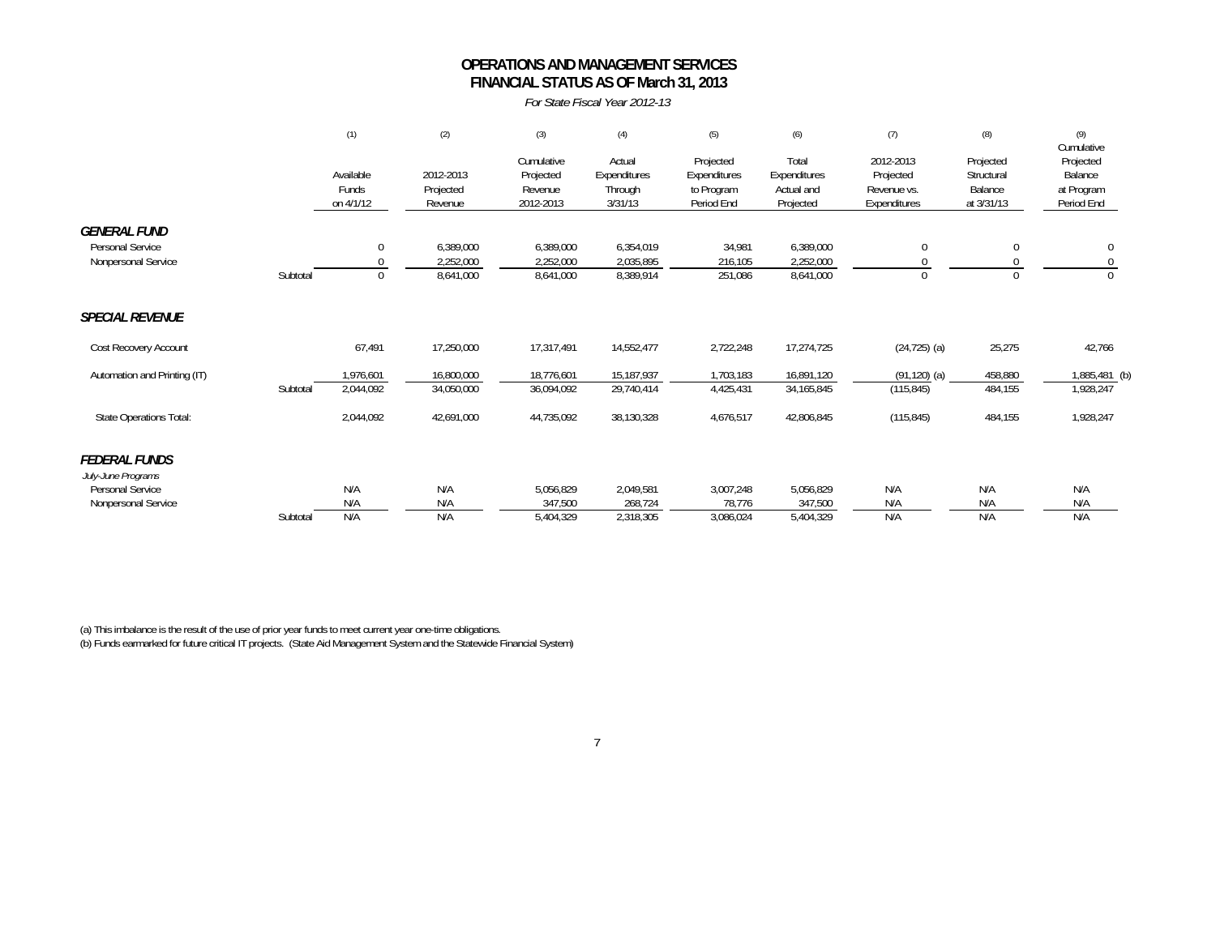# OPERATIONS AND MANAGEMENT SERVICES
## FINANCIAL STATUS AS OF March 31, 2013

*For State Fiscal Year 2012-13*

| | | (1) Available Funds on 4/1/12 | (2) 2012-2013 Projected Revenue | (3) Cumulative Projected Revenue 2012-2013 | (4) Actual Expenditures Through 3/31/13 | (5) Projected Expenditures to Program Period End | (6) Total Expenditures Actual and Projected | (7) 2012-2013 Projected Revenue vs. Expenditures | (8) Projected Structural Balance at 3/31/13 | (9) Cumulative Projected Balance at Program Period End |
|---|---|---|---|---|---|---|---|---|---|---|
| ***GENERAL FUND*** | | | | | | | | | | |
| Personal Service | | 0 | 6,389,000 | 6,389,000 | 6,354,019 | 34,981 | 6,389,000 | 0 | 0 | 0 |
| Nonpersonal Service | | 0 | 2,252,000 | 2,252,000 | 2,035,895 | 216,105 | 2,252,000 | 0 | 0 | 0 |
| | Subtotal | 0 | 8,641,000 | 8,641,000 | 8,389,914 | 251,086 | 8,641,000 | 0 | 0 | 0 |
| ***SPECIAL REVENUE*** | | | | | | | | | | |
| Cost Recovery Account | | 67,491 | 17,250,000 | 17,317,491 | 14,552,477 | 2,722,248 | 17,274,725 | (24,725) (a) | 25,275 | 42,766 |
| Automation and Printing (IT) | | 1,976,601 | 16,800,000 | 18,776,601 | 15,187,937 | 1,703,183 | 16,891,120 | (91,120) (a) | 458,880 | 1,885,481 (b) |
| | Subtotal | 2,044,092 | 34,050,000 | 36,094,092 | 29,740,414 | 4,425,431 | 34,165,845 | (115,845) | 484,155 | 1,928,247 |
| State Operations Total: | | 2,044,092 | 42,691,000 | 44,735,092 | 38,130,328 | 4,676,517 | 42,806,845 | (115,845) | 484,155 | 1,928,247 |
| ***FEDERAL FUNDS*** | | | | | | | | | | |
| *July-June Programs* | | | | | | | | | | |
| Personal Service | | N/A | N/A | 5,056,829 | 2,049,581 | 3,007,248 | 5,056,829 | N/A | N/A | N/A |
| Nonpersonal Service | | N/A | N/A | 347,500 | 268,724 | 78,776 | 347,500 | N/A | N/A | N/A |
| | Subtotal | N/A | N/A | 5,404,329 | 2,318,305 | 3,086,024 | 5,404,329 | N/A | N/A | N/A |

(a) This imbalance is the result of the use of prior year funds to meet current year one-time obligations.
(b) Funds earmarked for future critical IT projects. (State Aid Management System and the Statewide Financial System)